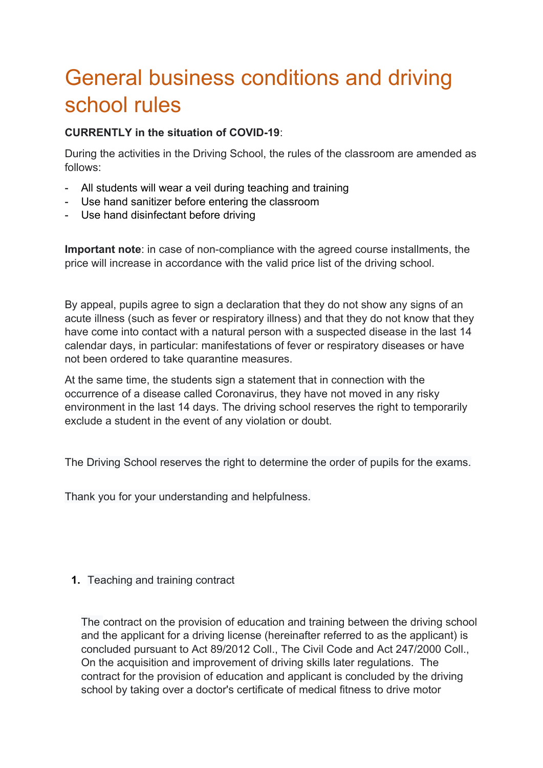# General business conditions and driving school rules

**CURRENTLY in the situation of COVID-19**:

During the activities in the Driving School, the rules of the classroom are amended as follows:

- All students will wear a veil during teaching and training
- Use hand sanitizer before entering the classroom
- Use hand disinfectant before driving

**Important note**: in case of non-compliance with the agreed course installments, the price will increase in accordance with the valid price list of the driving school.

By appeal, pupils agree to sign a declaration that they do not show any signs of an acute illness (such as fever or respiratory illness) and that they do not know that they have come into contact with a natural person with a suspected disease in the last 14 calendar days, in particular: manifestations of fever or respiratory diseases or have not been ordered to take quarantine measures.

At the same time, the students sign a statement that in connection with the occurrence of a disease called Coronavirus, they have not moved in any risky environment in the last 14 days. The driving school reserves the right to temporarily exclude a student in the event of any violation or doubt.

The Driving School reserves the right to determine the order of pupils for the exams.

Thank you for your understanding and helpfulness.

1. Teaching and training contract

   The contract on the provision of education and training between the driving school and the applicant for a driving license (hereinafter referred to as the applicant) is concluded pursuant to Act 89/2012 Coll., The Civil Code and Act 247/2000 Coll., On the acquisition and improvement of driving skills later regulations. The contract for the provision of education and applicant is concluded by the driving school by taking over a doctor's certificate of medical fitness to drive motor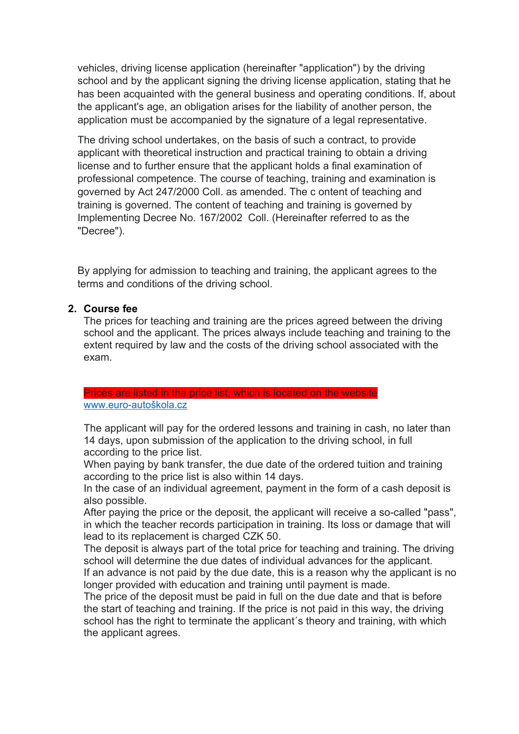vehicles, driving license application (hereinafter "application") by the driving school and by the applicant signing the driving license application, stating that he has been acquainted with the general business and operating conditions. If, about the applicant's age, an obligation arises for the liability of another person, the application must be accompanied by the signature of a legal representative.

The driving school undertakes, on the basis of such a contract, to provide applicant with theoretical instruction and practical training to obtain a driving license and to further ensure that the applicant holds a final examination of professional competence. The course of teaching, training and examination is governed by Act 247/2000 Coll. as amended. The c ontent of teaching and training is governed. The content of teaching and training is governed by Implementing Decree No. 167/2002 Coll. (Hereinafter referred to as the "Decree").

By applying for admission to teaching and training, the applicant agrees to the terms and conditions of the driving school.

2. **Course fee**

The prices for teaching and training are the prices agreed between the driving school and the applicant. The prices always include teaching and training to the extent required by law and the costs of the driving school associated with the exam.

Prices are listed in the price list, which is located on the website www.euro-autoškola.cz

The applicant will pay for the ordered lessons and training in cash, no later than 14 days, upon submission of the application to the driving school, in full according to the price list.
When paying by bank transfer, the due date of the ordered tuition and training according to the price list is also within 14 days.
In the case of an individual agreement, payment in the form of a cash deposit is also possible.
After paying the price or the deposit, the applicant will receive a so-called "pass", in which the teacher records participation in training. Its loss or damage that will lead to its replacement is charged CZK 50.
The deposit is always part of the total price for teaching and training. The driving school will determine the due dates of individual advances for the applicant.
If an advance is not paid by the due date, this is a reason why the applicant is no longer provided with education and training until payment is made.
The price of the deposit must be paid in full on the due date and that is before the start of teaching and training. If the price is not paid in this way, the driving school has the right to terminate the applicant´s theory and training, with which the applicant agrees.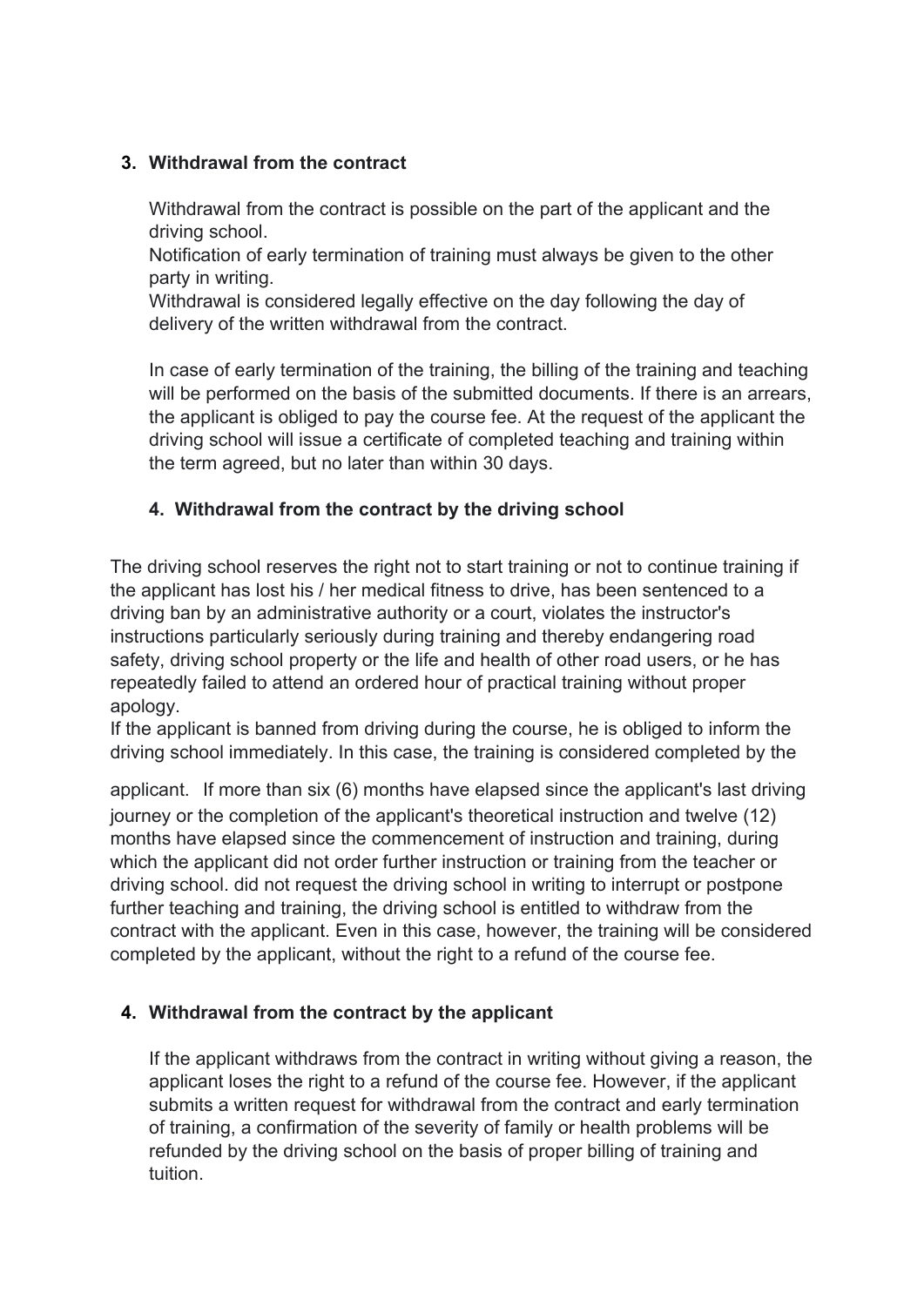## 3. Withdrawal from the contract

Withdrawal from the contract is possible on the part of the applicant and the driving school.
Notification of early termination of training must always be given to the other party in writing.
Withdrawal is considered legally effective on the day following the day of delivery of the written withdrawal from the contract.

In case of early termination of the training, the billing of the training and teaching will be performed on the basis of the submitted documents. If there is an arrears, the applicant is obliged to pay the course fee. At the request of the applicant the driving school will issue a certificate of completed teaching and training within the term agreed, but no later than within 30 days.

## 4. Withdrawal from the contract by the driving school

The driving school reserves the right not to start training or not to continue training if the applicant has lost his / her medical fitness to drive, has been sentenced to a driving ban by an administrative authority or a court, violates the instructor's instructions particularly seriously during training and thereby endangering road safety, driving school property or the life and health of other road users, or he has repeatedly failed to attend an ordered hour of practical training without proper apology.
If the applicant is banned from driving during the course, he is obliged to inform the driving school immediately. In this case, the training is considered completed by the applicant. If more than six (6) months have elapsed since the applicant's last driving journey or the completion of the applicant's theoretical instruction and twelve (12) months have elapsed since the commencement of instruction and training, during which the applicant did not order further instruction or training from the teacher or driving school. did not request the driving school in writing to interrupt or postpone further teaching and training, the driving school is entitled to withdraw from the contract with the applicant. Even in this case, however, the training will be considered completed by the applicant, without the right to a refund of the course fee.

## 4. Withdrawal from the contract by the applicant

If the applicant withdraws from the contract in writing without giving a reason, the applicant loses the right to a refund of the course fee. However, if the applicant submits a written request for withdrawal from the contract and early termination of training, a confirmation of the severity of family or health problems will be refunded by the driving school on the basis of proper billing of training and tuition.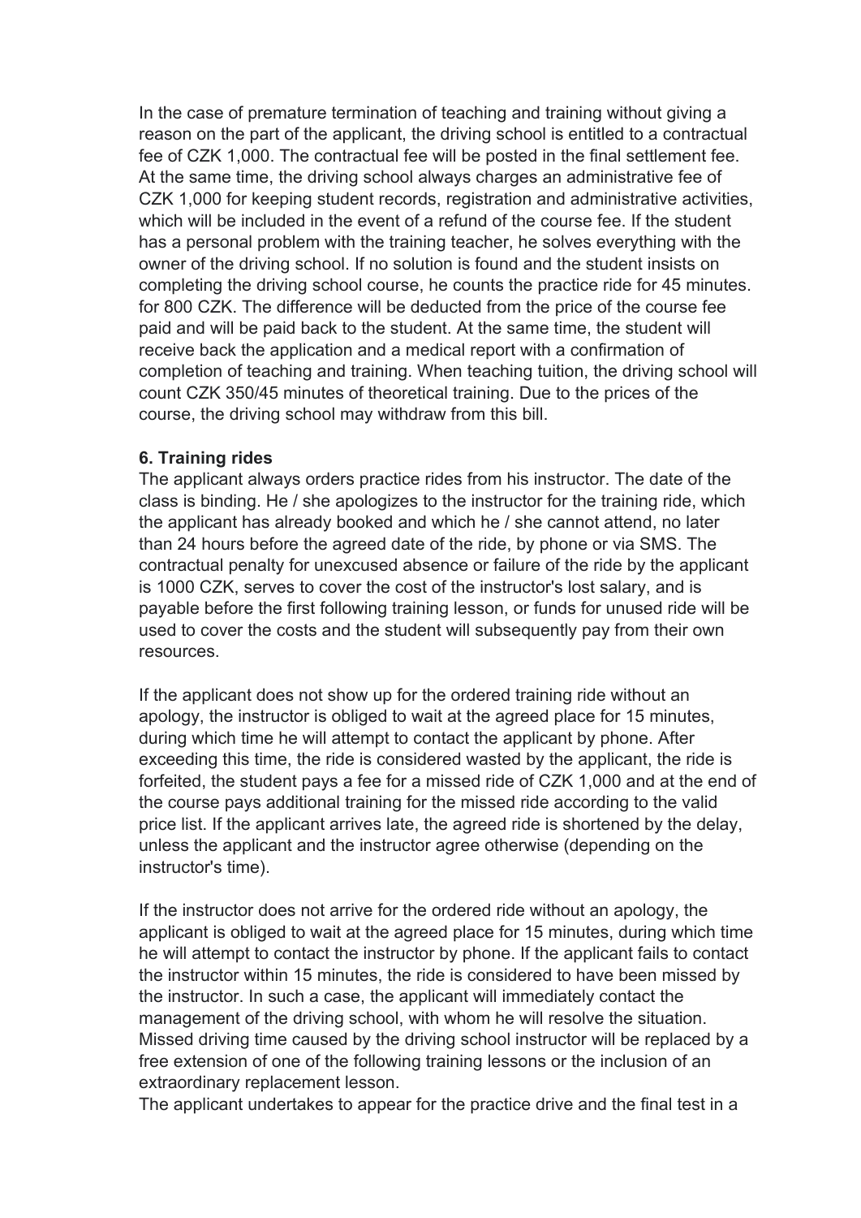In the case of premature termination of teaching and training without giving a reason on the part of the applicant, the driving school is entitled to a contractual fee of CZK 1,000. The contractual fee will be posted in the final settlement fee. At the same time, the driving school always charges an administrative fee of CZK 1,000 for keeping student records, registration and administrative activities, which will be included in the event of a refund of the course fee. If the student has a personal problem with the training teacher, he solves everything with the owner of the driving school. If no solution is found and the student insists on completing the driving school course, he counts the practice ride for 45 minutes. for 800 CZK. The difference will be deducted from the price of the course fee paid and will be paid back to the student. At the same time, the student will receive back the application and a medical report with a confirmation of completion of teaching and training. When teaching tuition, the driving school will count CZK 350/45 minutes of theoretical training. Due to the prices of the course, the driving school may withdraw from this bill.

**6. Training rides**

The applicant always orders practice rides from his instructor. The date of the class is binding. He / she apologizes to the instructor for the training ride, which the applicant has already booked and which he / she cannot attend, no later than 24 hours before the agreed date of the ride, by phone or via SMS. The contractual penalty for unexcused absence or failure of the ride by the applicant is 1000 CZK, serves to cover the cost of the instructor's lost salary, and is payable before the first following training lesson, or funds for unused ride will be used to cover the costs and the student will subsequently pay from their own resources.

If the applicant does not show up for the ordered training ride without an apology, the instructor is obliged to wait at the agreed place for 15 minutes, during which time he will attempt to contact the applicant by phone. After exceeding this time, the ride is considered wasted by the applicant, the ride is forfeited, the student pays a fee for a missed ride of CZK 1,000 and at the end of the course pays additional training for the missed ride according to the valid price list. If the applicant arrives late, the agreed ride is shortened by the delay, unless the applicant and the instructor agree otherwise (depending on the instructor's time).

If the instructor does not arrive for the ordered ride without an apology, the applicant is obliged to wait at the agreed place for 15 minutes, during which time he will attempt to contact the instructor by phone. If the applicant fails to contact the instructor within 15 minutes, the ride is considered to have been missed by the instructor. In such a case, the applicant will immediately contact the management of the driving school, with whom he will resolve the situation. Missed driving time caused by the driving school instructor will be replaced by a free extension of one of the following training lessons or the inclusion of an extraordinary replacement lesson.

The applicant undertakes to appear for the practice drive and the final test in a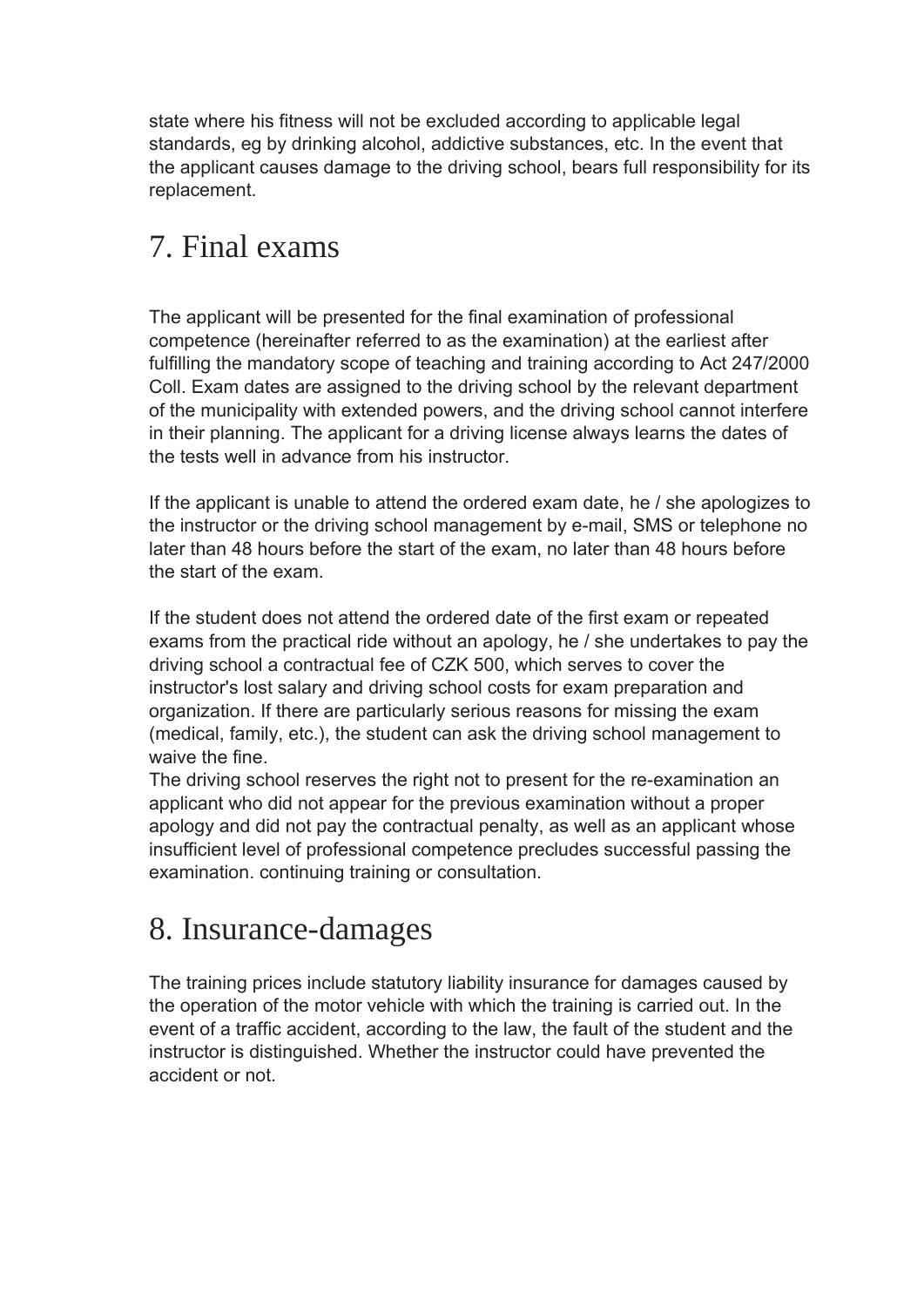state where his fitness will not be excluded according to applicable legal standards, eg by drinking alcohol, addictive substances, etc. In the event that the applicant causes damage to the driving school, bears full responsibility for its replacement.

# 7. Final exams

The applicant will be presented for the final examination of professional competence (hereinafter referred to as the examination) at the earliest after fulfilling the mandatory scope of teaching and training according to Act 247/2000 Coll. Exam dates are assigned to the driving school by the relevant department of the municipality with extended powers, and the driving school cannot interfere in their planning. The applicant for a driving license always learns the dates of the tests well in advance from his instructor.

If the applicant is unable to attend the ordered exam date, he / she apologizes to the instructor or the driving school management by e-mail, SMS or telephone no later than 48 hours before the start of the exam, no later than 48 hours before the start of the exam.

If the student does not attend the ordered date of the first exam or repeated exams from the practical ride without an apology, he / she undertakes to pay the driving school a contractual fee of CZK 500, which serves to cover the instructor's lost salary and driving school costs for exam preparation and organization. If there are particularly serious reasons for missing the exam (medical, family, etc.), the student can ask the driving school management to waive the fine.
The driving school reserves the right not to present for the re-examination an applicant who did not appear for the previous examination without a proper apology and did not pay the contractual penalty, as well as an applicant whose insufficient level of professional competence precludes successful passing the examination. continuing training or consultation.

# 8. Insurance-damages

The training prices include statutory liability insurance for damages caused by the operation of the motor vehicle with which the training is carried out. In the event of a traffic accident, according to the law, the fault of the student and the instructor is distinguished. Whether the instructor could have prevented the accident or not.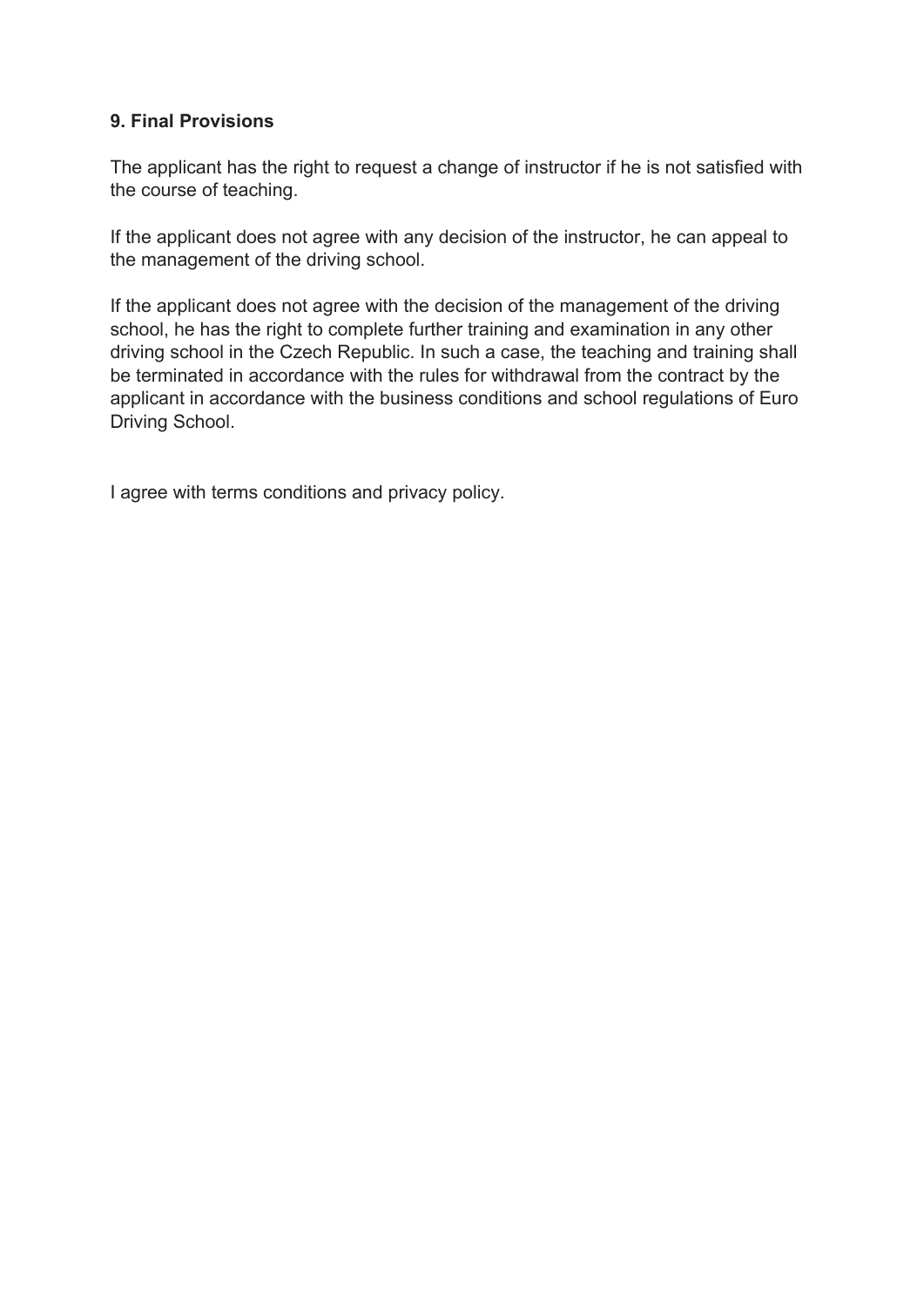**9. Final Provisions**

The applicant has the right to request a change of instructor if he is not satisfied with the course of teaching.

If the applicant does not agree with any decision of the instructor, he can appeal to the management of the driving school.

If the applicant does not agree with the decision of the management of the driving school, he has the right to complete further training and examination in any other driving school in the Czech Republic. In such a case, the teaching and training shall be terminated in accordance with the rules for withdrawal from the contract by the applicant in accordance with the business conditions and school regulations of Euro Driving School.

I agree with terms conditions and privacy policy.